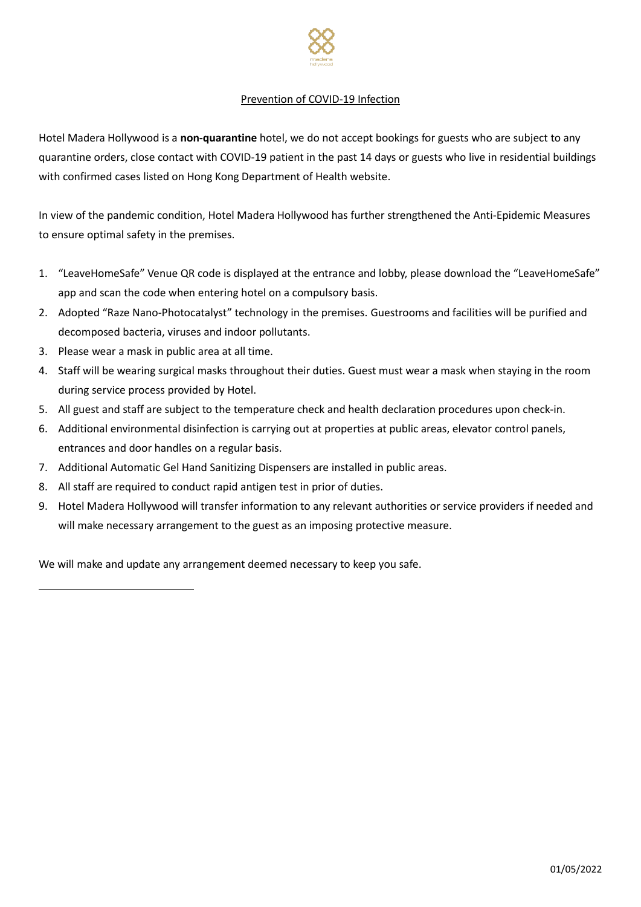## Prevention of COVID-19 Infection

Hotel Madera Hollywood is a **non-quarantine** hotel, we do not accept bookings for guests who are subject to any quarantine orders, close contact with COVID-19 patient in the past 14 days or guests who live in residential buildings with confirmed cases listed on Hong Kong Department of Health website.

In view of the pandemic condition, Hotel Madera Hollywood has further strengthened the Anti-Epidemic Measures to ensure optimal safety in the premises.

1. "LeaveHomeSafe" Venue QR code is displayed at the entrance and lobby, please download the "LeaveHomeSafe" app and scan the code when entering hotel on a compulsory basis.
2. Adopted "Raze Nano-Photocatalyst" technology in the premises. Guestrooms and facilities will be purified and decomposed bacteria, viruses and indoor pollutants.
3. Please wear a mask in public area at all time.
4. Staff will be wearing surgical masks throughout their duties. Guest must wear a mask when staying in the room during service process provided by Hotel.
5. All guest and staff are subject to the temperature check and health declaration procedures upon check-in.
6. Additional environmental disinfection is carrying out at properties at public areas, elevator control panels, entrances and door handles on a regular basis.
7. Additional Automatic Gel Hand Sanitizing Dispensers are installed in public areas.
8. All staff are required to conduct rapid antigen test in prior of duties.
9. Hotel Madera Hollywood will transfer information to any relevant authorities or service providers if needed and will make necessary arrangement to the guest as an imposing protective measure.

We will make and update any arrangement deemed necessary to keep you safe.

---

01/05/2022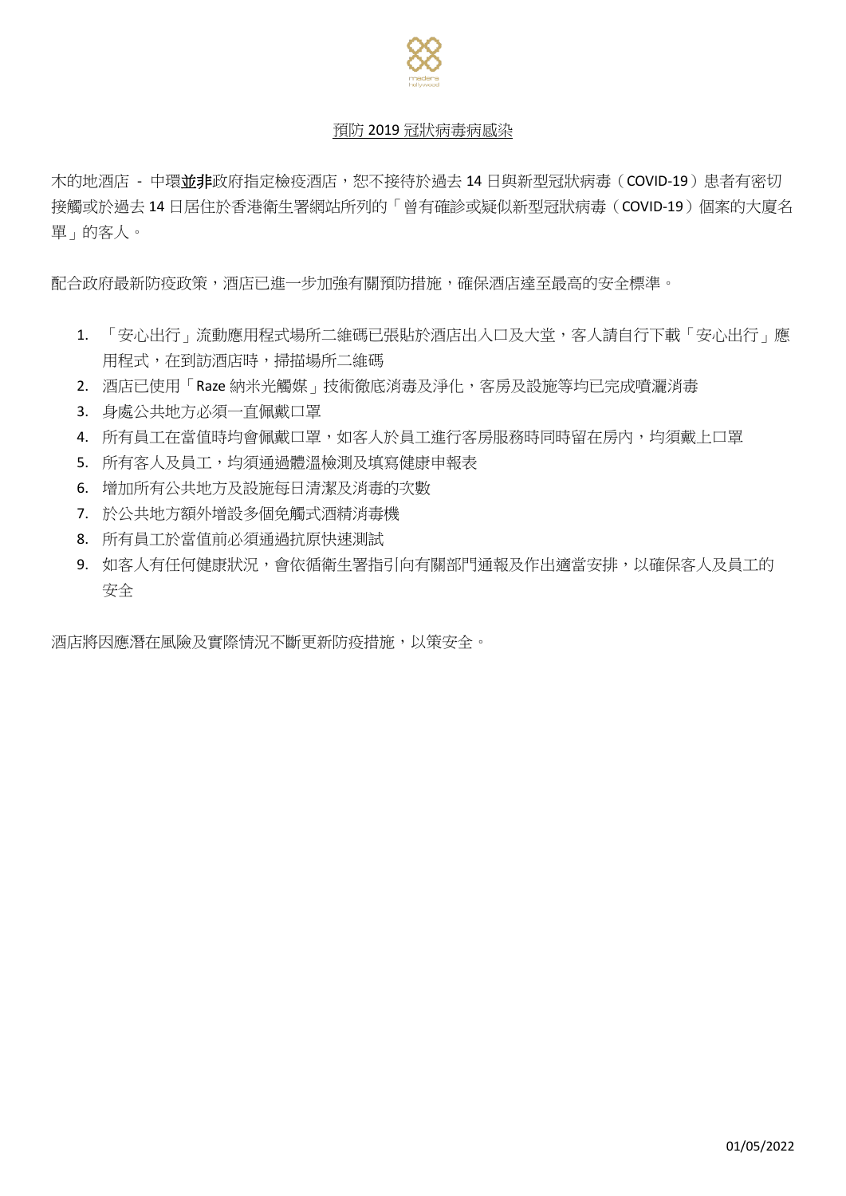## 預防 2019 冠狀病毒病感染

木的地酒店 - 中環**並非**政府指定檢疫酒店，恕不接待於過去 14 日與新型冠狀病毒（COVID-19）患者有密切接觸或於過去 14 日居住於香港衛生署網站所列的「曾有確診或疑似新型冠狀病毒（COVID-19）個案的大廈名單」的客人。

配合政府最新防疫政策，酒店已進一步加強有關預防措施，確保酒店達至最高的安全標準。

1. 「安心出行」流動應用程式場所二維碼已張貼於酒店出入口及大堂，客人請自行下載「安心出行」應用程式，在到訪酒店時，掃描場所二維碼
2. 酒店已使用「Raze 納米光觸媒」技術徹底消毒及淨化，客房及設施等均已完成噴灑消毒
3. 身處公共地方必須一直佩戴口罩
4. 所有員工在當值時均會佩戴口罩，如客人於員工進行客房服務時同時留在房內，均須戴上口罩
5. 所有客人及員工，均須通過體溫檢測及填寫健康申報表
6. 增加所有公共地方及設施每日清潔及消毒的次數
7. 於公共地方額外增設多個免觸式酒精消毒機
8. 所有員工於當值前必須通過抗原快速測試
9. 如客人有任何健康狀況，會依循衛生署指引向有關部門通報及作出適當安排，以確保客人及員工的安全

酒店將因應潛在風險及實際情況不斷更新防疫措施，以策安全。

01/05/2022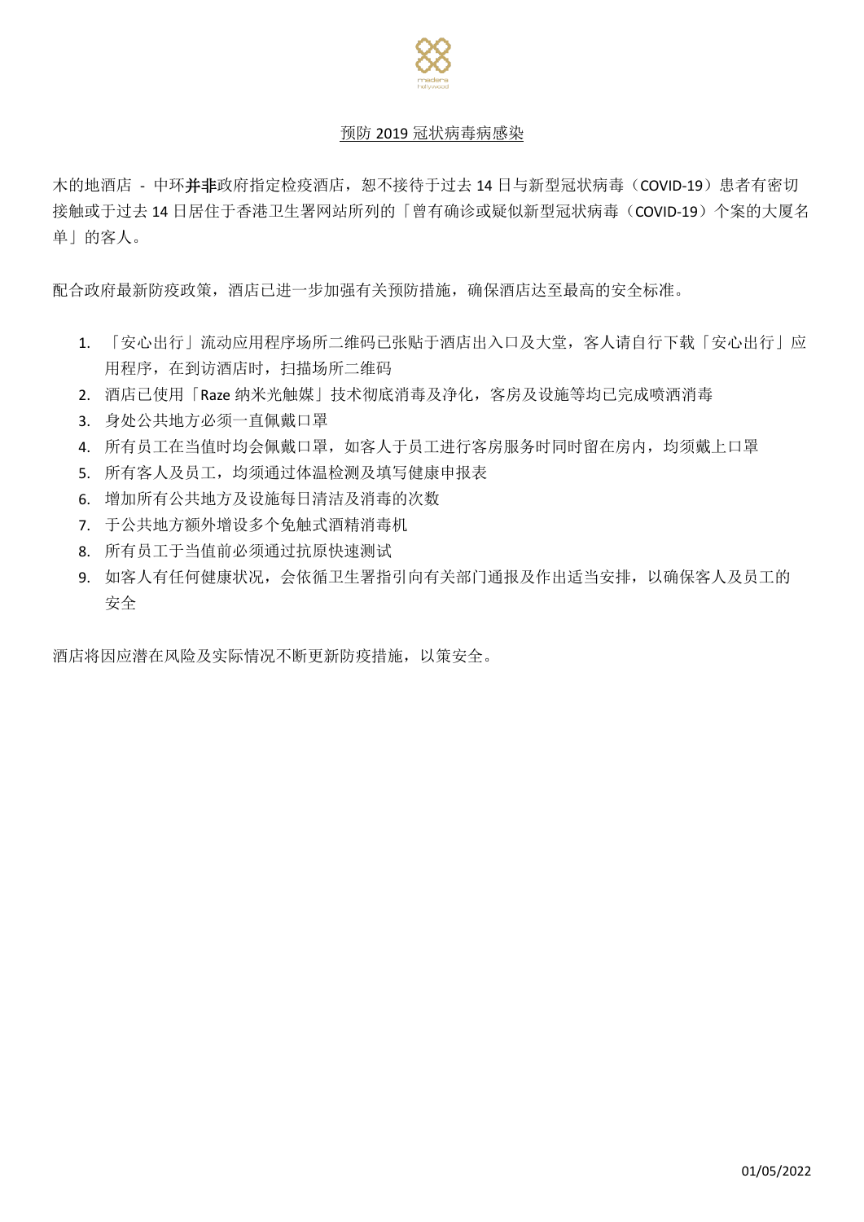## 预防 2019 冠状病毒病感染

木的地酒店 - 中环**并非**政府指定检疫酒店，恕不接待于过去 14 日与新型冠状病毒（COVID-19）患者有密切接触或于过去 14 日居住于香港卫生署网站所列的「曾有确诊或疑似新型冠状病毒（COVID-19）个案的大厦名单」的客人。

配合政府最新防疫政策，酒店已进一步加强有关预防措施，确保酒店达至最高的安全标准。

1. 「安心出行」流动应用程序场所二维码已张贴于酒店出入口及大堂，客人请自行下载「安心出行」应用程序，在到访酒店时，扫描场所二维码
2. 酒店已使用「Raze 纳米光触媒」技术彻底消毒及净化，客房及设施等均已完成喷洒消毒
3. 身处公共地方必须一直佩戴口罩
4. 所有员工在当值时均会佩戴口罩，如客人于员工进行客房服务时同时留在房内，均须戴上口罩
5. 所有客人及员工，均须通过体温检测及填写健康申报表
6. 增加所有公共地方及设施每日清洁及消毒的次数
7. 于公共地方额外增设多个免触式酒精消毒机
8. 所有员工于当值前必须通过抗原快速测试
9. 如客人有任何健康状况，会依循卫生署指引向有关部门通报及作出适当安排，以确保客人及员工的安全

酒店将因应潜在风险及实际情况不断更新防疫措施，以策安全。

01/05/2022